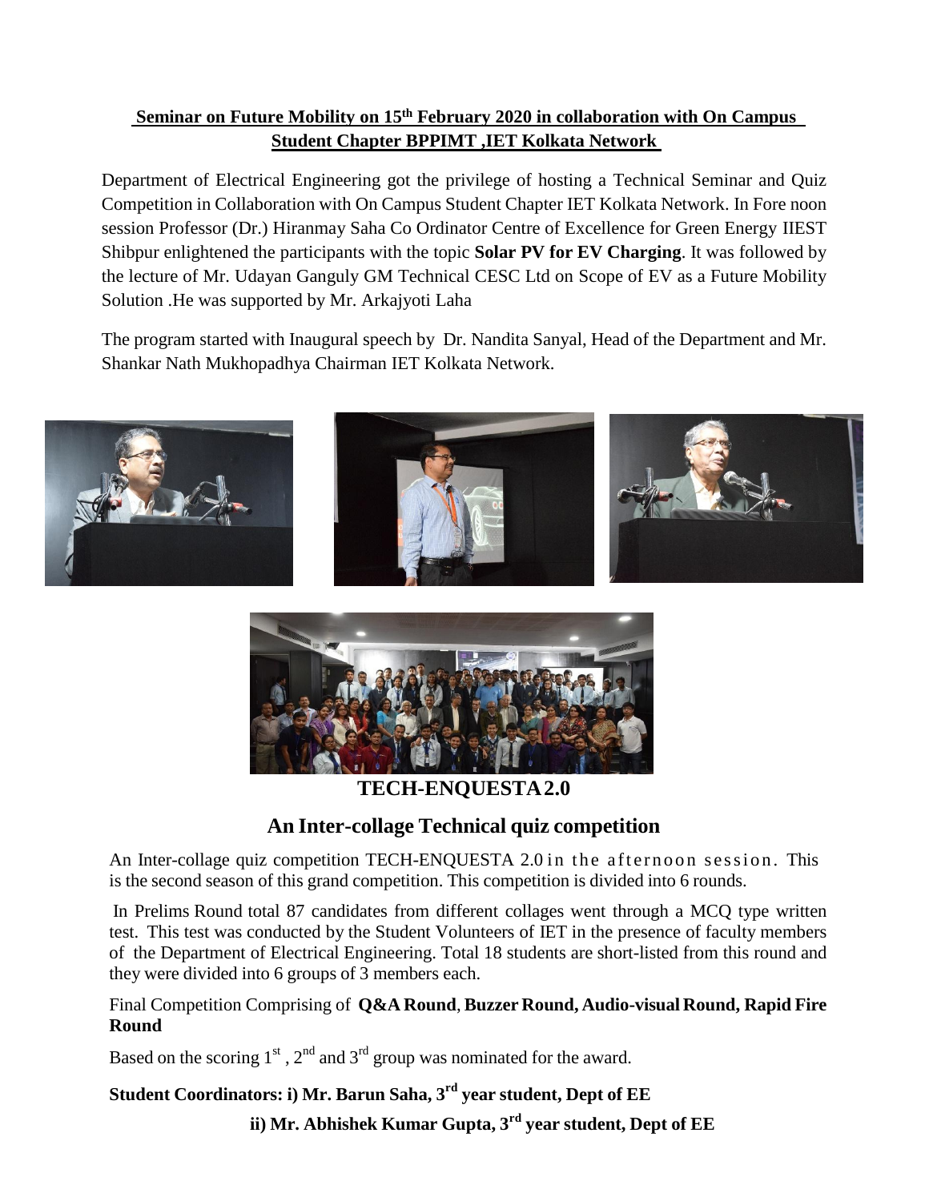**Seminar on Future Mobility on 15th February 2020 in collaboration with On Campus Student Chapter BPPIMT ,IET Kolkata Network**

Department of Electrical Engineering got the privilege of hosting a Technical Seminar and Quiz Competition in Collaboration with On Campus Student Chapter IET Kolkata Network. In Fore noon session Professor (Dr.) Hiranmay Saha Co Ordinator Centre of Excellence for Green Energy IIEST Shibpur enlightened the participants with the topic **Solar PV for EV Charging**. It was followed by the lecture of Mr. Udayan Ganguly GM Technical CESC Ltd on Scope of EV as a Future Mobility Solution .He was supported by Mr. Arkajyoti Laha

The program started with Inaugural speech by Dr. Nandita Sanyal, Head of the Department and Mr. Shankar Nath Mukhopadhya Chairman IET Kolkata Network.

## TECH-ENQUESTA 2.0

## An Inter-collage Technical quiz competition

An Inter-collage quiz competition TECH-ENQUESTA 2.0 in the afternoon session. This is the second season of this grand competition. This competition is divided into 6 rounds.

In Prelims Round total 87 candidates from different collages went through a MCQ type written test. This test was conducted by the Student Volunteers of IET in the presence of faculty members of the Department of Electrical Engineering. Total 18 students are short-listed from this round and they were divided into 6 groups of 3 members each.

Final Competition Comprising of **Q&A Round**, **Buzzer Round, Audio-visual Round, Rapid Fire Round**

Based on the scoring 1st , 2nd and 3rd group was nominated for the award.

**Student Coordinators: i) Mr. Barun Saha, 3rd year student, Dept of EE**

**ii) Mr. Abhishek Kumar Gupta, 3rd year student, Dept of EE**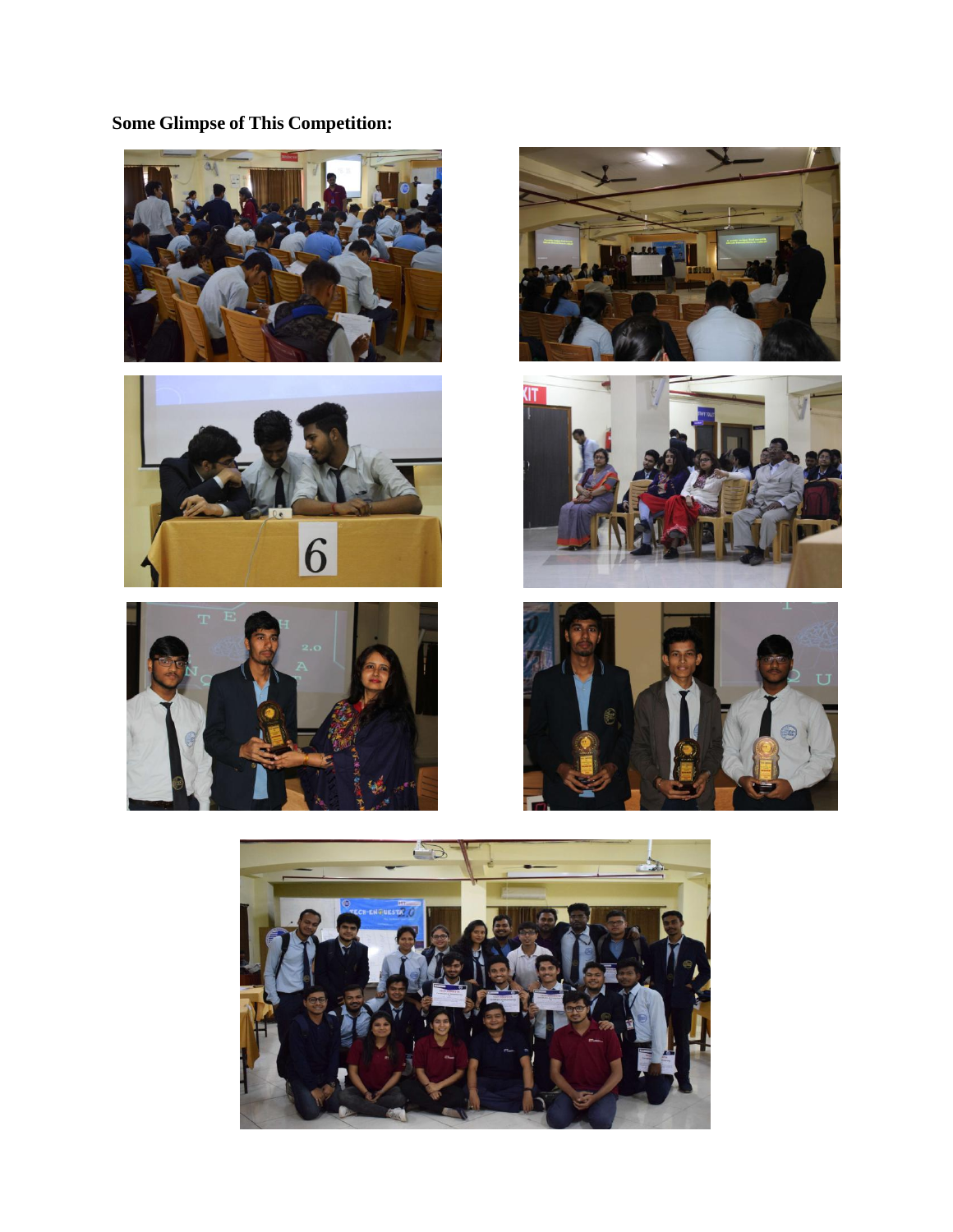**Some Glimpse of This Competition:**